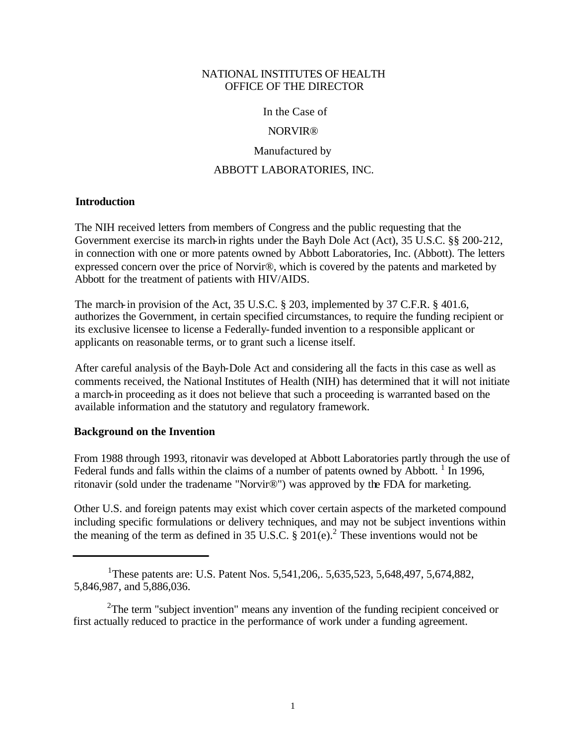NATIONAL INSTITUTES OF HEALTH
OFFICE OF THE DIRECTOR

In the Case of

NORVIR®

Manufactured by

ABBOTT LABORATORIES, INC.

**Introduction**

The NIH received letters from members of Congress and the public requesting that the Government exercise its march-in rights under the Bayh Dole Act (Act), 35 U.S.C. §§ 200-212, in connection with one or more patents owned by Abbott Laboratories, Inc. (Abbott). The letters expressed concern over the price of Norvir®, which is covered by the patents and marketed by Abbott for the treatment of patients with HIV/AIDS.

The march-in provision of the Act, 35 U.S.C. § 203, implemented by 37 C.F.R. § 401.6, authorizes the Government, in certain specified circumstances, to require the funding recipient or its exclusive licensee to license a Federally-funded invention to a responsible applicant or applicants on reasonable terms, or to grant such a license itself.

After careful analysis of the Bayh-Dole Act and considering all the facts in this case as well as comments received, the National Institutes of Health (NIH) has determined that it will not initiate a march-in proceeding as it does not believe that such a proceeding is warranted based on the available information and the statutory and regulatory framework.

**Background on the Invention**

From 1988 through 1993, ritonavir was developed at Abbott Laboratories partly through the use of Federal funds and falls within the claims of a number of patents owned by Abbott. [1] In 1996, ritonavir (sold under the tradename "Norvir®") was approved by the FDA for marketing.

Other U.S. and foreign patents may exist which cover certain aspects of the marketed compound including specific formulations or delivery techniques, and may not be subject inventions within the meaning of the term as defined in 35 U.S.C. § 201(e).[2] These inventions would not be

---

[1] These patents are: U.S. Patent Nos. 5,541,206,. 5,635,523, 5,648,497, 5,674,882, 5,846,987, and 5,886,036.

[2] The term "subject invention" means any invention of the funding recipient conceived or first actually reduced to practice in the performance of work under a funding agreement.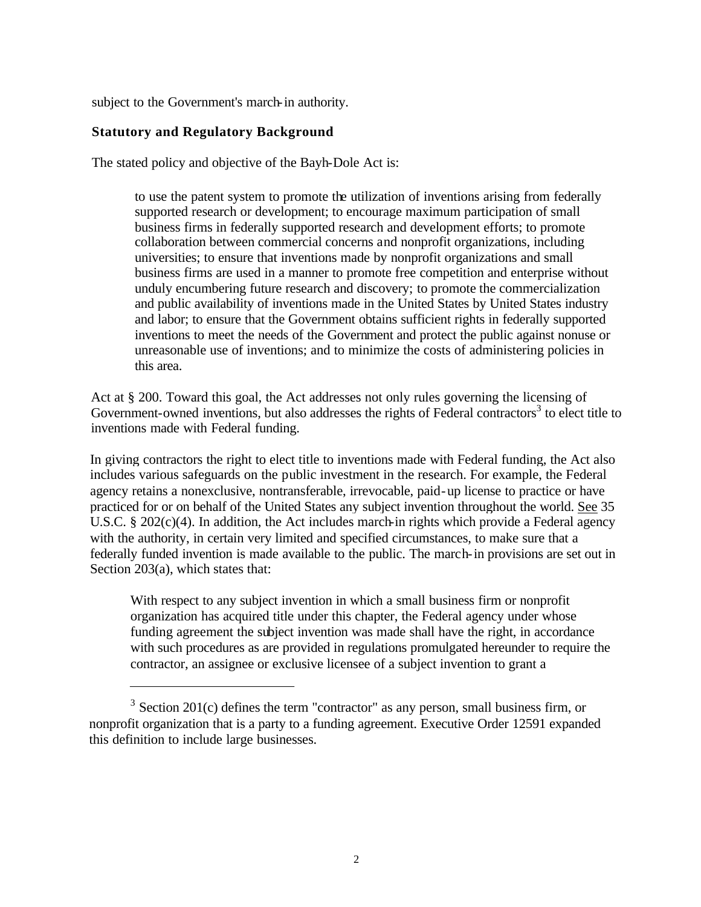subject to the Government's march-in authority.

**Statutory and Regulatory Background**

The stated policy and objective of the Bayh-Dole Act is:

> to use the patent system to promote the utilization of inventions arising from federally supported research or development; to encourage maximum participation of small business firms in federally supported research and development efforts; to promote collaboration between commercial concerns and nonprofit organizations, including universities; to ensure that inventions made by nonprofit organizations and small business firms are used in a manner to promote free competition and enterprise without unduly encumbering future research and discovery; to promote the commercialization and public availability of inventions made in the United States by United States industry and labor; to ensure that the Government obtains sufficient rights in federally supported inventions to meet the needs of the Government and protect the public against nonuse or unreasonable use of inventions; and to minimize the costs of administering policies in this area.

Act at § 200. Toward this goal, the Act addresses not only rules governing the licensing of Government-owned inventions, but also addresses the rights of Federal contractors[3] to elect title to inventions made with Federal funding.

In giving contractors the right to elect title to inventions made with Federal funding, the Act also includes various safeguards on the public investment in the research. For example, the Federal agency retains a nonexclusive, nontransferable, irrevocable, paid-up license to practice or have practiced for or on behalf of the United States any subject invention throughout the world. See 35 U.S.C. § 202(c)(4). In addition, the Act includes march-in rights which provide a Federal agency with the authority, in certain very limited and specified circumstances, to make sure that a federally funded invention is made available to the public. The march-in provisions are set out in Section 203(a), which states that:

> With respect to any subject invention in which a small business firm or nonprofit organization has acquired title under this chapter, the Federal agency under whose funding agreement the subject invention was made shall have the right, in accordance with such procedures as are provided in regulations promulgated hereunder to require the contractor, an assignee or exclusive licensee of a subject invention to grant a

[3] Section 201(c) defines the term "contractor" as any person, small business firm, or nonprofit organization that is a party to a funding agreement. Executive Order 12591 expanded this definition to include large businesses.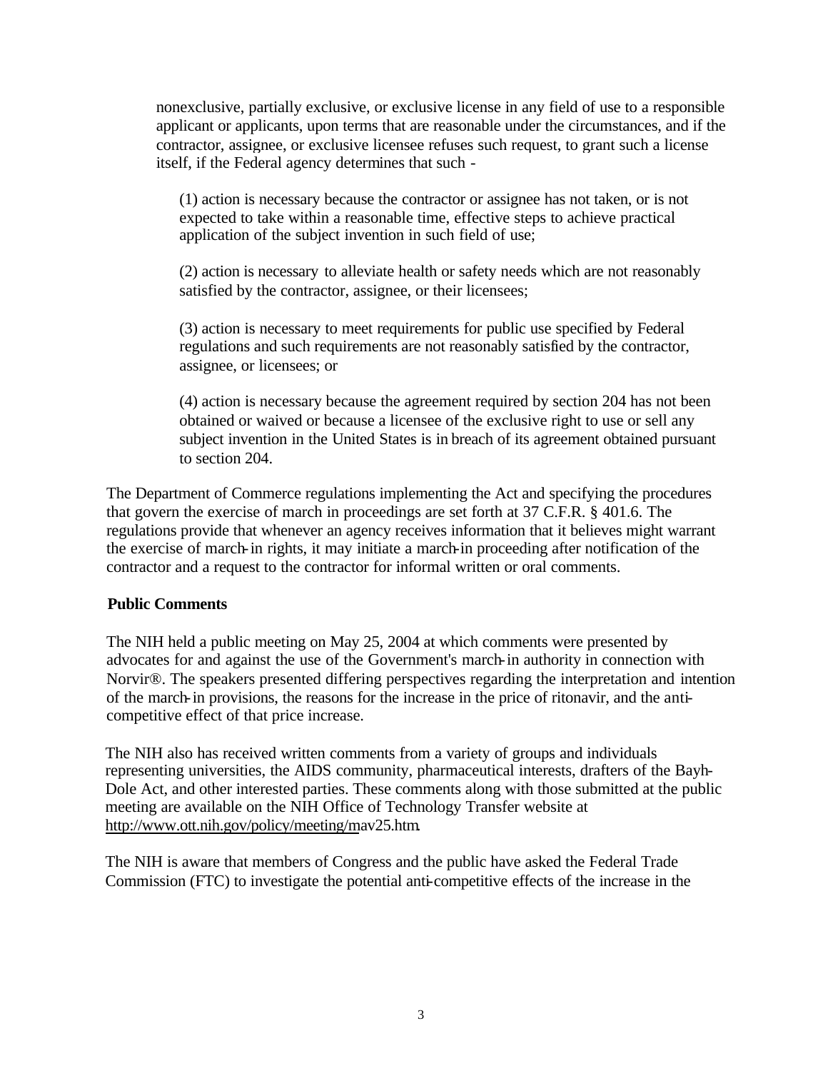nonexclusive, partially exclusive, or exclusive license in any field of use to a responsible applicant or applicants, upon terms that are reasonable under the circumstances, and if the contractor, assignee, or exclusive licensee refuses such request, to grant such a license itself, if the Federal agency determines that such -

(1) action is necessary because the contractor or assignee has not taken, or is not expected to take within a reasonable time, effective steps to achieve practical application of the subject invention in such field of use;

(2) action is necessary to alleviate health or safety needs which are not reasonably satisfied by the contractor, assignee, or their licensees;

(3) action is necessary to meet requirements for public use specified by Federal regulations and such requirements are not reasonably satisfied by the contractor, assignee, or licensees; or

(4) action is necessary because the agreement required by section 204 has not been obtained or waived or because a licensee of the exclusive right to use or sell any subject invention in the United States is in breach of its agreement obtained pursuant to section 204.

The Department of Commerce regulations implementing the Act and specifying the procedures that govern the exercise of march in proceedings are set forth at 37 C.F.R. § 401.6. The regulations provide that whenever an agency receives information that it believes might warrant the exercise of march-in rights, it may initiate a march-in proceeding after notification of the contractor and a request to the contractor for informal written or oral comments.

**Public Comments**

The NIH held a public meeting on May 25, 2004 at which comments were presented by advocates for and against the use of the Government's march-in authority in connection with Norvir®. The speakers presented differing perspectives regarding the interpretation and intention of the march-in provisions, the reasons for the increase in the price of ritonavir, and the anti-competitive effect of that price increase.

The NIH also has received written comments from a variety of groups and individuals representing universities, the AIDS community, pharmaceutical interests, drafters of the Bayh-Dole Act, and other interested parties. These comments along with those submitted at the public meeting are available on the NIH Office of Technology Transfer website at http://www.ott.nih.gov/policy/meeting/mav25.htm.

The NIH is aware that members of Congress and the public have asked the Federal Trade Commission (FTC) to investigate the potential anti-competitive effects of the increase in the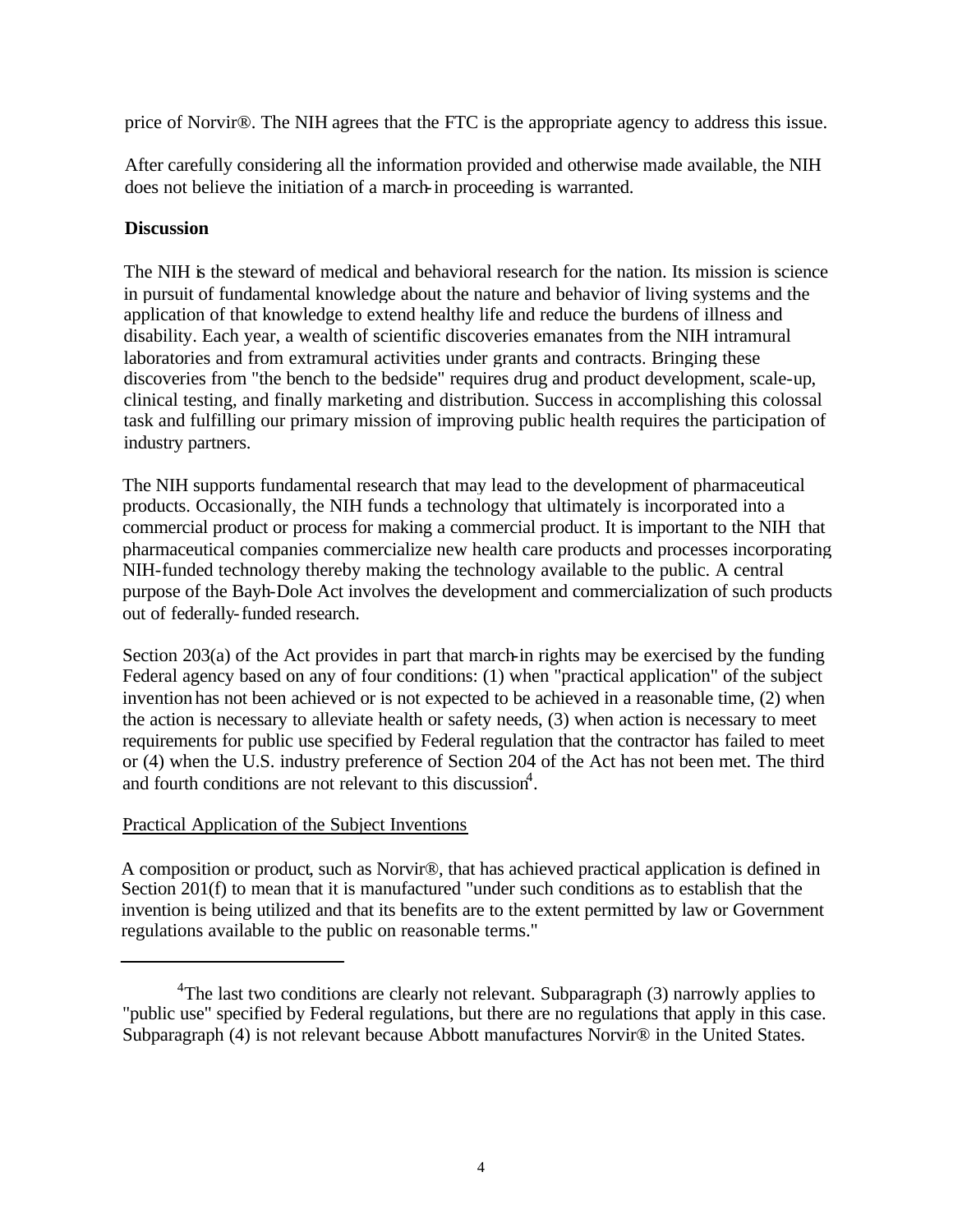price of Norvir®. The NIH agrees that the FTC is the appropriate agency to address this issue.

After carefully considering all the information provided and otherwise made available, the NIH does not believe the initiation of a march-in proceeding is warranted.

**Discussion**

The NIH is the steward of medical and behavioral research for the nation. Its mission is science in pursuit of fundamental knowledge about the nature and behavior of living systems and the application of that knowledge to extend healthy life and reduce the burdens of illness and disability. Each year, a wealth of scientific discoveries emanates from the NIH intramural laboratories and from extramural activities under grants and contracts. Bringing these discoveries from "the bench to the bedside" requires drug and product development, scale-up, clinical testing, and finally marketing and distribution. Success in accomplishing this colossal task and fulfilling our primary mission of improving public health requires the participation of industry partners.

The NIH supports fundamental research that may lead to the development of pharmaceutical products. Occasionally, the NIH funds a technology that ultimately is incorporated into a commercial product or process for making a commercial product. It is important to the NIH that pharmaceutical companies commercialize new health care products and processes incorporating NIH-funded technology thereby making the technology available to the public. A central purpose of the Bayh-Dole Act involves the development and commercialization of such products out of federally-funded research.

Section 203(a) of the Act provides in part that march-in rights may be exercised by the funding Federal agency based on any of four conditions: (1) when "practical application" of the subject invention has not been achieved or is not expected to be achieved in a reasonable time, (2) when the action is necessary to alleviate health or safety needs, (3) when action is necessary to meet requirements for public use specified by Federal regulation that the contractor has failed to meet or (4) when the U.S. industry preference of Section 204 of the Act has not been met. The third and fourth conditions are not relevant to this discussion[4].

Practical Application of the Subject Inventions

A composition or product, such as Norvir®, that has achieved practical application is defined in Section 201(f) to mean that it is manufactured "under such conditions as to establish that the invention is being utilized and that its benefits are to the extent permitted by law or Government regulations available to the public on reasonable terms."

---

[4]The last two conditions are clearly not relevant. Subparagraph (3) narrowly applies to "public use" specified by Federal regulations, but there are no regulations that apply in this case. Subparagraph (4) is not relevant because Abbott manufactures Norvir® in the United States.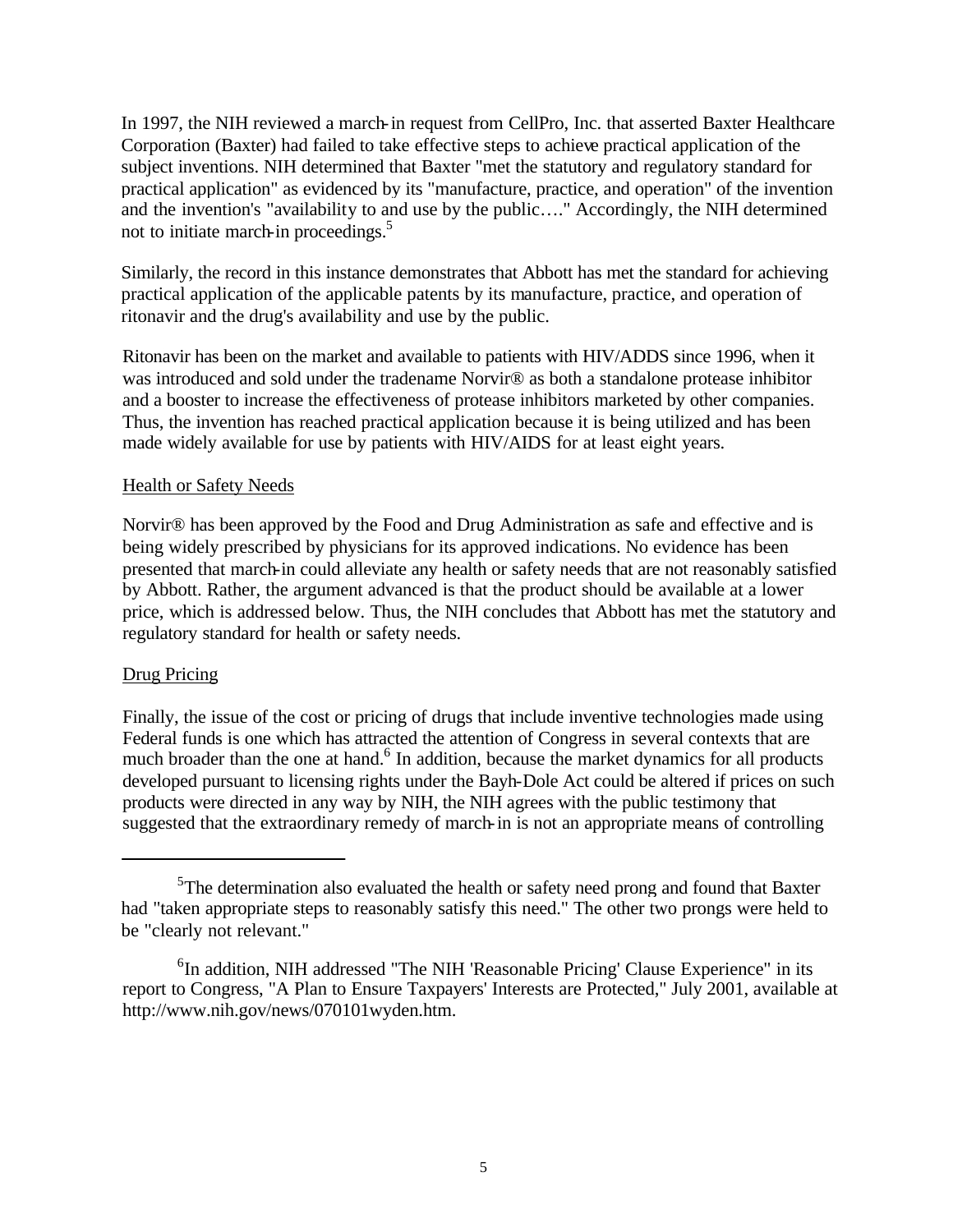In 1997, the NIH reviewed a march-in request from CellPro, Inc. that asserted Baxter Healthcare Corporation (Baxter) had failed to take effective steps to achieve practical application of the subject inventions. NIH determined that Baxter "met the statutory and regulatory standard for practical application" as evidenced by its "manufacture, practice, and operation" of the invention and the invention's "availability to and use by the public…." Accordingly, the NIH determined not to initiate march-in proceedings.[5]

Similarly, the record in this instance demonstrates that Abbott has met the standard for achieving practical application of the applicable patents by its manufacture, practice, and operation of ritonavir and the drug's availability and use by the public.

Ritonavir has been on the market and available to patients with HIV/ADDS since 1996, when it was introduced and sold under the tradename Norvir® as both a standalone protease inhibitor and a booster to increase the effectiveness of protease inhibitors marketed by other companies. Thus, the invention has reached practical application because it is being utilized and has been made widely available for use by patients with HIV/AIDS for at least eight years.

<u>Health or Safety Needs</u>

Norvir® has been approved by the Food and Drug Administration as safe and effective and is being widely prescribed by physicians for its approved indications. No evidence has been presented that march-in could alleviate any health or safety needs that are not reasonably satisfied by Abbott. Rather, the argument advanced is that the product should be available at a lower price, which is addressed below. Thus, the NIH concludes that Abbott has met the statutory and regulatory standard for health or safety needs.

<u>Drug Pricing</u>

Finally, the issue of the cost or pricing of drugs that include inventive technologies made using Federal funds is one which has attracted the attention of Congress in several contexts that are much broader than the one at hand.[6] In addition, because the market dynamics for all products developed pursuant to licensing rights under the Bayh-Dole Act could be altered if prices on such products were directed in any way by NIH, the NIH agrees with the public testimony that suggested that the extraordinary remedy of march-in is not an appropriate means of controlling

---

[5] The determination also evaluated the health or safety need prong and found that Baxter had "taken appropriate steps to reasonably satisfy this need." The other two prongs were held to be "clearly not relevant."

[6] In addition, NIH addressed "The NIH 'Reasonable Pricing' Clause Experience" in its report to Congress, "A Plan to Ensure Taxpayers' Interests are Protected," July 2001, available at http://www.nih.gov/news/070101wyden.htm.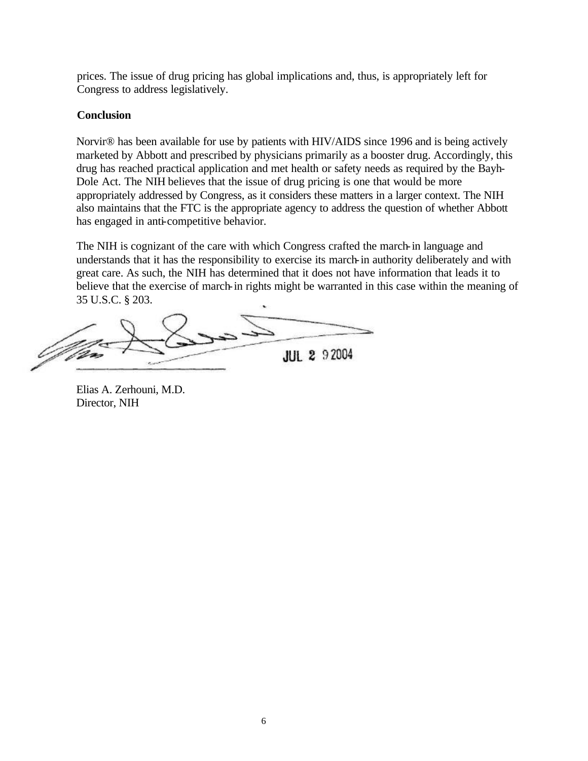prices. The issue of drug pricing has global implications and, thus, is appropriately left for Congress to address legislatively.

**Conclusion**

Norvir® has been available for use by patients with HIV/AIDS since 1996 and is being actively marketed by Abbott and prescribed by physicians primarily as a booster drug. Accordingly, this drug has reached practical application and met health or safety needs as required by the Bayh-Dole Act. The NIH believes that the issue of drug pricing is one that would be more appropriately addressed by Congress, as it considers these matters in a larger context. The NIH also maintains that the FTC is the appropriate agency to address the question of whether Abbott has engaged in anti-competitive behavior.

The NIH is cognizant of the care with which Congress crafted the march-in language and understands that it has the responsibility to exercise its march-in authority deliberately and with great care. As such, the NIH has determined that it does not have information that leads it to believe that the exercise of march-in rights might be warranted in this case within the meaning of 35 U.S.C. § 203.

JUL 29 2004

Elias A. Zerhouni, M.D.
Director, NIH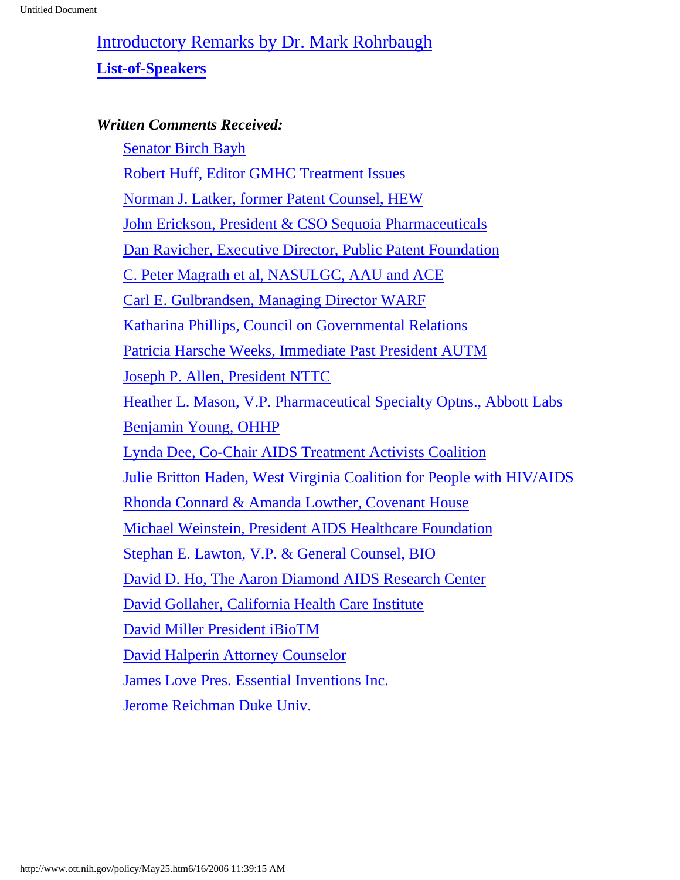[Introductory Remarks by Dr. Mark Rohrbaugh](#)

**[List-of-Speakers](#)**

***Written Comments Received:***

- [Senator Birch Bayh](#)
- [Robert Huff, Editor GMHC Treatment Issues](#)
- [Norman J. Latker, former Patent Counsel, HEW](#)
- [John Erickson, President & CSO Sequoia Pharmaceuticals](#)
- [Dan Ravicher, Executive Director, Public Patent Foundation](#)
- [C. Peter Magrath et al, NASULGC, AAU and ACE](#)
- [Carl E. Gulbrandsen, Managing Director WARF](#)
- [Katharina Phillips, Council on Governmental Relations](#)
- [Patricia Harsche Weeks, Immediate Past President AUTM](#)
- [Joseph P. Allen, President NTTC](#)
- [Heather L. Mason, V.P. Pharmaceutical Specialty Optns., Abbott Labs](#)
- [Benjamin Young, OHHP](#)
- [Lynda Dee, Co-Chair AIDS Treatment Activists Coalition](#)
- [Julie Britton Haden, West Virginia Coalition for People with HIV/AIDS](#)
- [Rhonda Connard & Amanda Lowther, Covenant House](#)
- [Michael Weinstein, President AIDS Healthcare Foundation](#)
- [Stephan E. Lawton, V.P. & General Counsel, BIO](#)
- [David D. Ho, The Aaron Diamond AIDS Research Center](#)
- [David Gollaher, California Health Care Institute](#)
- [David Miller President iBioTM](#)
- [David Halperin Attorney Counselor](#)
- [James Love Pres. Essential Inventions Inc.](#)
- [Jerome Reichman Duke Univ.](#)